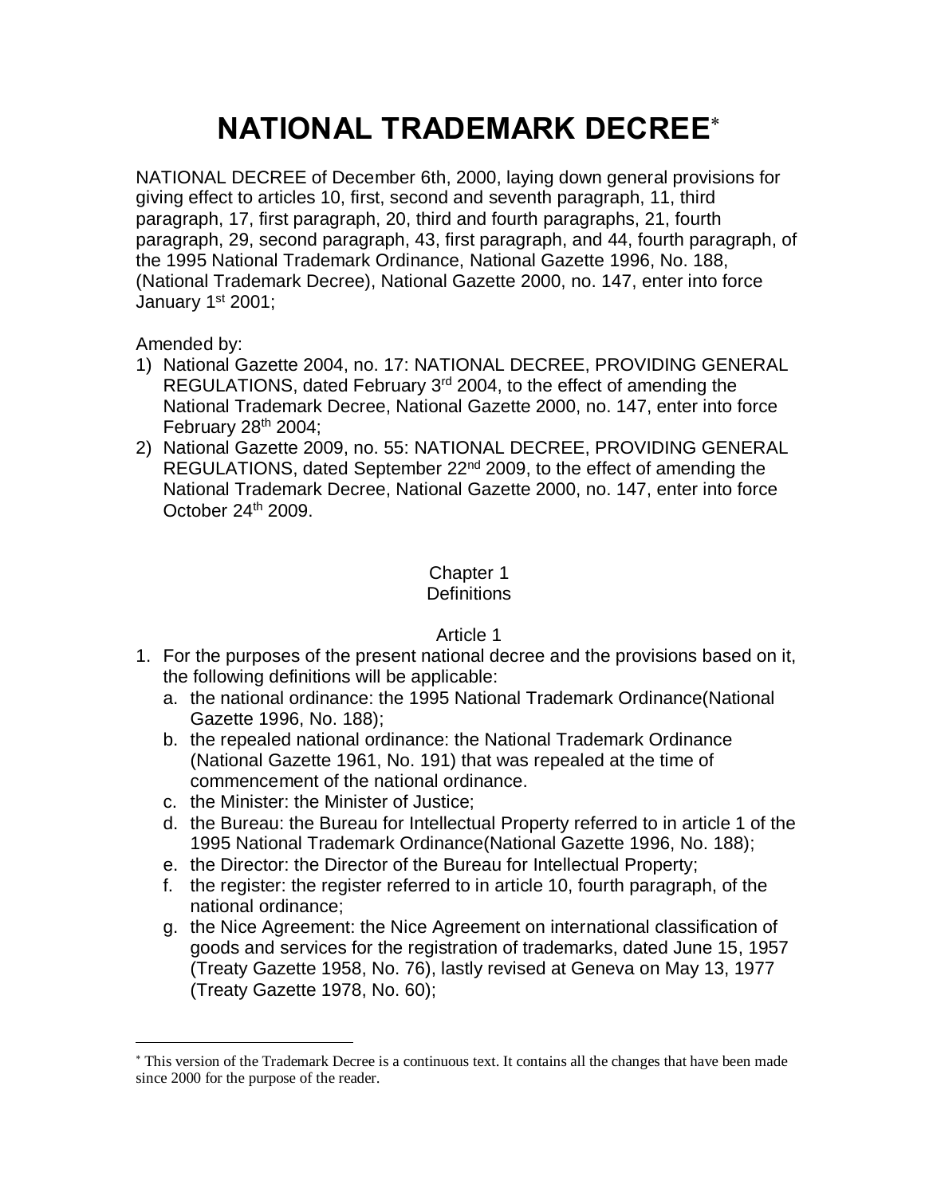# NATIONAL TRADEMARK DECREE*

NATIONAL DECREE of December 6th, 2000, laying down general provisions for giving effect to articles 10, first, second and seventh paragraph, 11, third paragraph, 17, first paragraph, 20, third and fourth paragraphs, 21, fourth paragraph, 29, second paragraph, 43, first paragraph, and 44, fourth paragraph, of the 1995 National Trademark Ordinance, National Gazette 1996, No. 188, (National Trademark Decree), National Gazette 2000, no. 147, enter into force January 1st 2001;

Amended by:

1) National Gazette 2004, no. 17: NATIONAL DECREE, PROVIDING GENERAL REGULATIONS, dated February 3rd 2004, to the effect of amending the National Trademark Decree, National Gazette 2000, no. 147, enter into force February 28th 2004;
2) National Gazette 2009, no. 55: NATIONAL DECREE, PROVIDING GENERAL REGULATIONS, dated September 22nd 2009, to the effect of amending the National Trademark Decree, National Gazette 2000, no. 147, enter into force October 24th 2009.

## Chapter 1
## Definitions

### Article 1

1. For the purposes of the present national decree and the provisions based on it, the following definitions will be applicable:
   a. the national ordinance: the 1995 National Trademark Ordinance(National Gazette 1996, No. 188);
   b. the repealed national ordinance: the National Trademark Ordinance (National Gazette 1961, No. 191) that was repealed at the time of commencement of the national ordinance.
   c. the Minister: the Minister of Justice;
   d. the Bureau: the Bureau for Intellectual Property referred to in article 1 of the 1995 National Trademark Ordinance(National Gazette 1996, No. 188);
   e. the Director: the Director of the Bureau for Intellectual Property;
   f. the register: the register referred to in article 10, fourth paragraph, of the national ordinance;
   g. the Nice Agreement: the Nice Agreement on international classification of goods and services for the registration of trademarks, dated June 15, 1957 (Treaty Gazette 1958, No. 76), lastly revised at Geneva on May 13, 1977 (Treaty Gazette 1978, No. 60);

---

* This version of the Trademark Decree is a continuous text. It contains all the changes that have been made since 2000 for the purpose of the reader.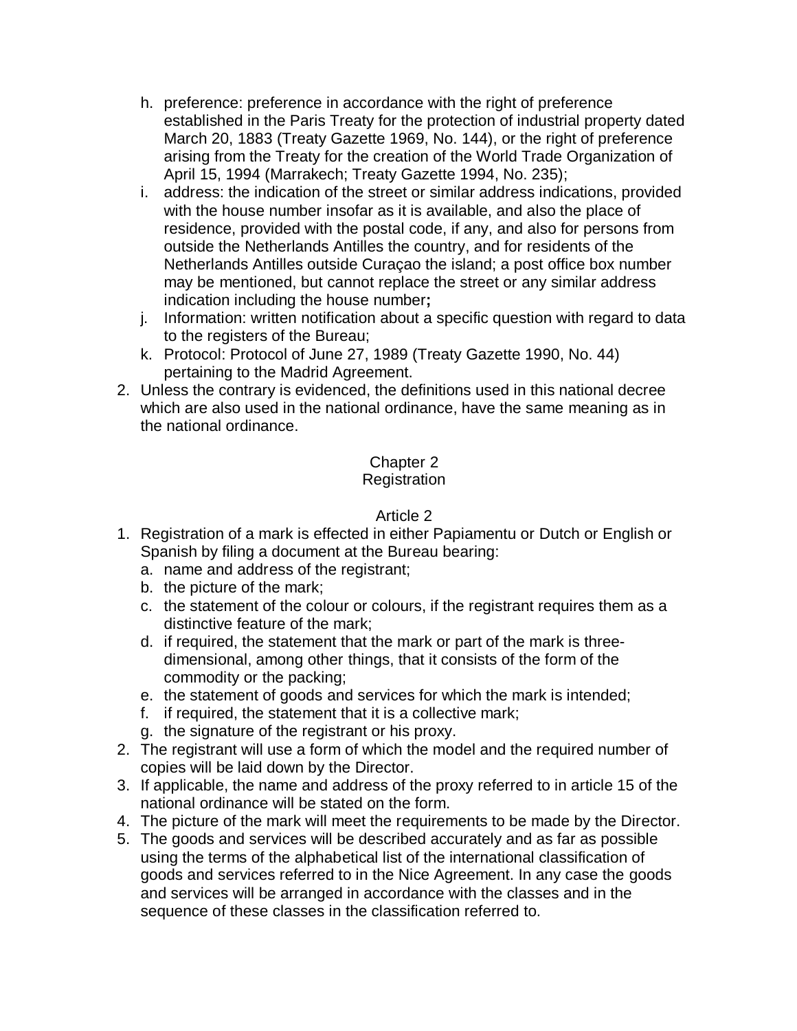h. preference: preference in accordance with the right of preference established in the Paris Treaty for the protection of industrial property dated March 20, 1883 (Treaty Gazette 1969, No. 144), or the right of preference arising from the Treaty for the creation of the World Trade Organization of April 15, 1994 (Marrakech; Treaty Gazette 1994, No. 235);
i. address: the indication of the street or similar address indications, provided with the house number insofar as it is available, and also the place of residence, provided with the postal code, if any, and also for persons from outside the Netherlands Antilles the country, and for residents of the Netherlands Antilles outside Curaçao the island; a post office box number may be mentioned, but cannot replace the street or any similar address indication including the house number**;**
j. Information: written notification about a specific question with regard to data to the registers of the Bureau;
k. Protocol: Protocol of June 27, 1989 (Treaty Gazette 1990, No. 44) pertaining to the Madrid Agreement.

2. Unless the contrary is evidenced, the definitions used in this national decree which are also used in the national ordinance, have the same meaning as in the national ordinance.

## Chapter 2
## Registration

### Article 2

1. Registration of a mark is effected in either Papiamentu or Dutch or English or Spanish by filing a document at the Bureau bearing:
   a. name and address of the registrant;
   b. the picture of the mark;
   c. the statement of the colour or colours, if the registrant requires them as a distinctive feature of the mark;
   d. if required, the statement that the mark or part of the mark is three-dimensional, among other things, that it consists of the form of the commodity or the packing;
   e. the statement of goods and services for which the mark is intended;
   f. if required, the statement that it is a collective mark;
   g. the signature of the registrant or his proxy.
2. The registrant will use a form of which the model and the required number of copies will be laid down by the Director.
3. If applicable, the name and address of the proxy referred to in article 15 of the national ordinance will be stated on the form.
4. The picture of the mark will meet the requirements to be made by the Director.
5. The goods and services will be described accurately and as far as possible using the terms of the alphabetical list of the international classification of goods and services referred to in the Nice Agreement. In any case the goods and services will be arranged in accordance with the classes and in the sequence of these classes in the classification referred to.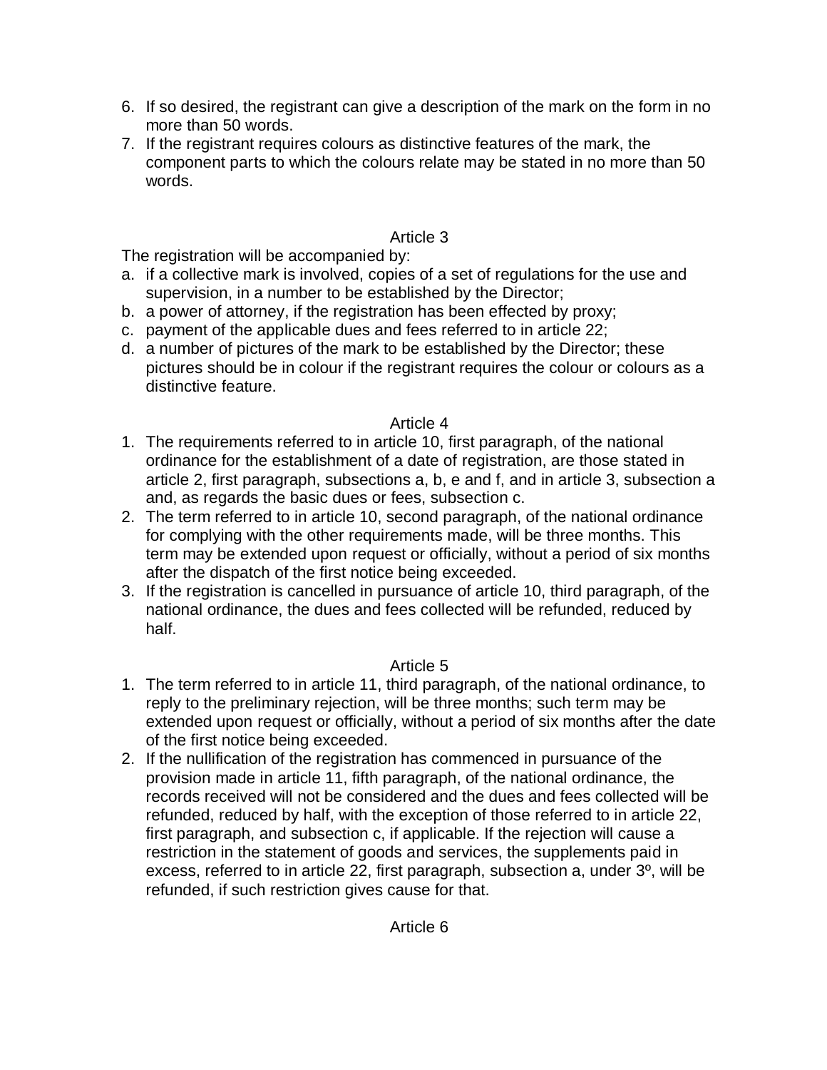6. If so desired, the registrant can give a description of the mark on the form in no more than 50 words.
7. If the registrant requires colours as distinctive features of the mark, the component parts to which the colours relate may be stated in no more than 50 words.

## Article 3

The registration will be accompanied by:

a. if a collective mark is involved, copies of a set of regulations for the use and supervision, in a number to be established by the Director;
b. a power of attorney, if the registration has been effected by proxy;
c. payment of the applicable dues and fees referred to in article 22;
d. a number of pictures of the mark to be established by the Director; these pictures should be in colour if the registrant requires the colour or colours as a distinctive feature.

## Article 4

1. The requirements referred to in article 10, first paragraph, of the national ordinance for the establishment of a date of registration, are those stated in article 2, first paragraph, subsections a, b, e and f, and in article 3, subsection a and, as regards the basic dues or fees, subsection c.
2. The term referred to in article 10, second paragraph, of the national ordinance for complying with the other requirements made, will be three months. This term may be extended upon request or officially, without a period of six months after the dispatch of the first notice being exceeded.
3. If the registration is cancelled in pursuance of article 10, third paragraph, of the national ordinance, the dues and fees collected will be refunded, reduced by half.

## Article 5

1. The term referred to in article 11, third paragraph, of the national ordinance, to reply to the preliminary rejection, will be three months; such term may be extended upon request or officially, without a period of six months after the date of the first notice being exceeded.
2. If the nullification of the registration has commenced in pursuance of the provision made in article 11, fifth paragraph, of the national ordinance, the records received will not be considered and the dues and fees collected will be refunded, reduced by half, with the exception of those referred to in article 22, first paragraph, and subsection c, if applicable. If the rejection will cause a restriction in the statement of goods and services, the supplements paid in excess, referred to in article 22, first paragraph, subsection a, under 3º, will be refunded, if such restriction gives cause for that.

## Article 6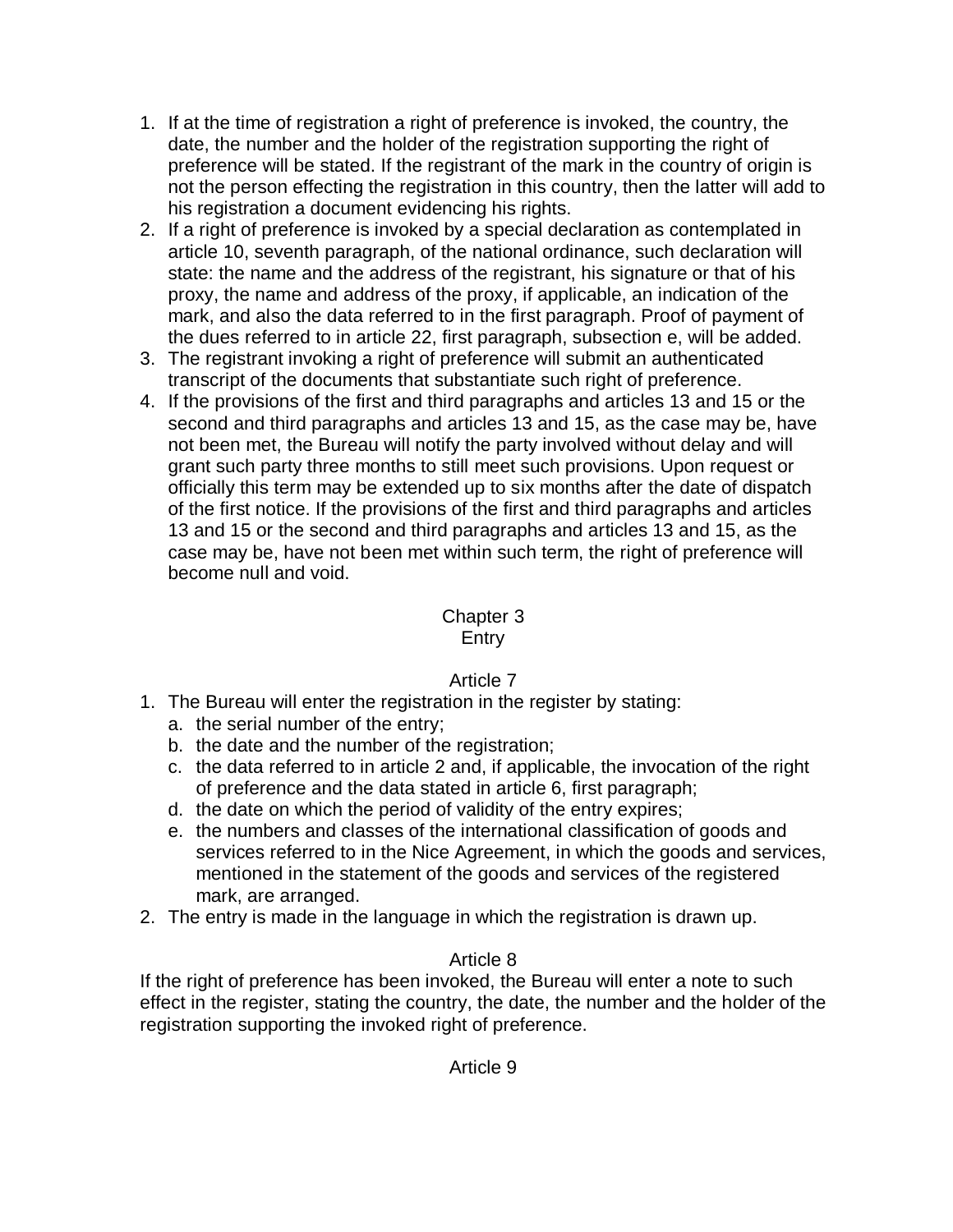1. If at the time of registration a right of preference is invoked, the country, the date, the number and the holder of the registration supporting the right of preference will be stated. If the registrant of the mark in the country of origin is not the person effecting the registration in this country, then the latter will add to his registration a document evidencing his rights.
2. If a right of preference is invoked by a special declaration as contemplated in article 10, seventh paragraph, of the national ordinance, such declaration will state: the name and the address of the registrant, his signature or that of his proxy, the name and address of the proxy, if applicable, an indication of the mark, and also the data referred to in the first paragraph. Proof of payment of the dues referred to in article 22, first paragraph, subsection e, will be added.
3. The registrant invoking a right of preference will submit an authenticated transcript of the documents that substantiate such right of preference.
4. If the provisions of the first and third paragraphs and articles 13 and 15 or the second and third paragraphs and articles 13 and 15, as the case may be, have not been met, the Bureau will notify the party involved without delay and will grant such party three months to still meet such provisions. Upon request or officially this term may be extended up to six months after the date of dispatch of the first notice. If the provisions of the first and third paragraphs and articles 13 and 15 or the second and third paragraphs and articles 13 and 15, as the case may be, have not been met within such term, the right of preference will become null and void.

## Chapter 3
## Entry

### Article 7

1. The Bureau will enter the registration in the register by stating:
   a. the serial number of the entry;
   b. the date and the number of the registration;
   c. the data referred to in article 2 and, if applicable, the invocation of the right of preference and the data stated in article 6, first paragraph;
   d. the date on which the period of validity of the entry expires;
   e. the numbers and classes of the international classification of goods and services referred to in the Nice Agreement, in which the goods and services, mentioned in the statement of the goods and services of the registered mark, are arranged.
2. The entry is made in the language in which the registration is drawn up.

### Article 8

If the right of preference has been invoked, the Bureau will enter a note to such effect in the register, stating the country, the date, the number and the holder of the registration supporting the invoked right of preference.

### Article 9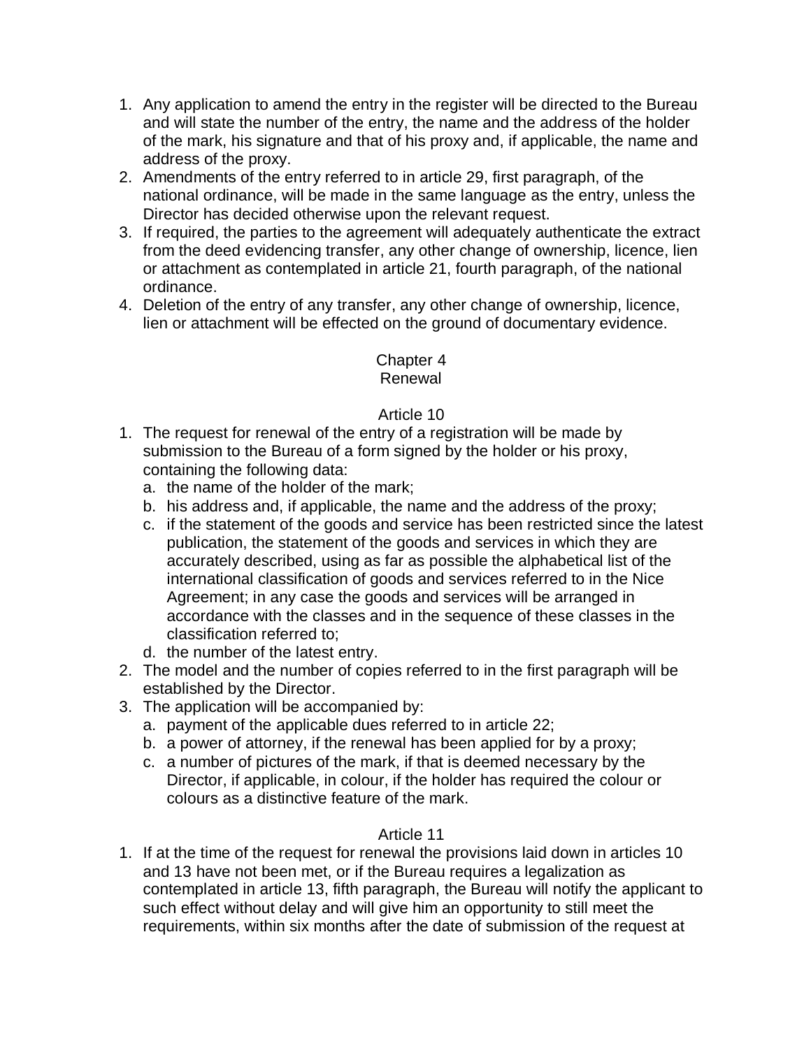1. Any application to amend the entry in the register will be directed to the Bureau and will state the number of the entry, the name and the address of the holder of the mark, his signature and that of his proxy and, if applicable, the name and address of the proxy.
2. Amendments of the entry referred to in article 29, first paragraph, of the national ordinance, will be made in the same language as the entry, unless the Director has decided otherwise upon the relevant request.
3. If required, the parties to the agreement will adequately authenticate the extract from the deed evidencing transfer, any other change of ownership, licence, lien or attachment as contemplated in article 21, fourth paragraph, of the national ordinance.
4. Deletion of the entry of any transfer, any other change of ownership, licence, lien or attachment will be effected on the ground of documentary evidence.

## Chapter 4
## Renewal

### Article 10

1. The request for renewal of the entry of a registration will be made by submission to the Bureau of a form signed by the holder or his proxy, containing the following data:
   a. the name of the holder of the mark;
   b. his address and, if applicable, the name and the address of the proxy;
   c. if the statement of the goods and service has been restricted since the latest publication, the statement of the goods and services in which they are accurately described, using as far as possible the alphabetical list of the international classification of goods and services referred to in the Nice Agreement; in any case the goods and services will be arranged in accordance with the classes and in the sequence of these classes in the classification referred to;
   d. the number of the latest entry.
2. The model and the number of copies referred to in the first paragraph will be established by the Director.
3. The application will be accompanied by:
   a. payment of the applicable dues referred to in article 22;
   b. a power of attorney, if the renewal has been applied for by a proxy;
   c. a number of pictures of the mark, if that is deemed necessary by the Director, if applicable, in colour, if the holder has required the colour or colours as a distinctive feature of the mark.

### Article 11

1. If at the time of the request for renewal the provisions laid down in articles 10 and 13 have not been met, or if the Bureau requires a legalization as contemplated in article 13, fifth paragraph, the Bureau will notify the applicant to such effect without delay and will give him an opportunity to still meet the requirements, within six months after the date of submission of the request at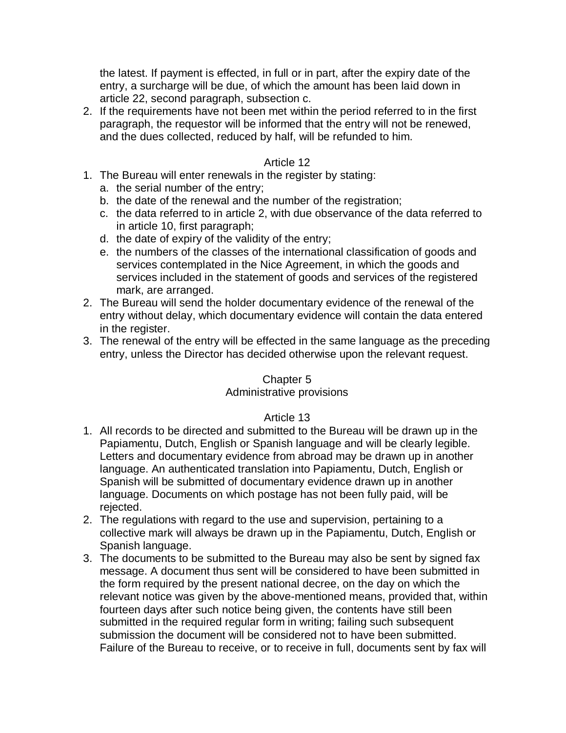the latest. If payment is effected, in full or in part, after the expiry date of the entry, a surcharge will be due, of which the amount has been laid down in article 22, second paragraph, subsection c.

2. If the requirements have not been met within the period referred to in the first paragraph, the requestor will be informed that the entry will not be renewed, and the dues collected, reduced by half, will be refunded to him.

### Article 12

1. The Bureau will enter renewals in the register by stating:
   a. the serial number of the entry;
   b. the date of the renewal and the number of the registration;
   c. the data referred to in article 2, with due observance of the data referred to in article 10, first paragraph;
   d. the date of expiry of the validity of the entry;
   e. the numbers of the classes of the international classification of goods and services contemplated in the Nice Agreement, in which the goods and services included in the statement of goods and services of the registered mark, are arranged.
2. The Bureau will send the holder documentary evidence of the renewal of the entry without delay, which documentary evidence will contain the data entered in the register.
3. The renewal of the entry will be effected in the same language as the preceding entry, unless the Director has decided otherwise upon the relevant request.

## Chapter 5
## Administrative provisions

### Article 13

1. All records to be directed and submitted to the Bureau will be drawn up in the Papiamentu, Dutch, English or Spanish language and will be clearly legible. Letters and documentary evidence from abroad may be drawn up in another language. An authenticated translation into Papiamentu, Dutch, English or Spanish will be submitted of documentary evidence drawn up in another language. Documents on which postage has not been fully paid, will be rejected.
2. The regulations with regard to the use and supervision, pertaining to a collective mark will always be drawn up in the Papiamentu, Dutch, English or Spanish language.
3. The documents to be submitted to the Bureau may also be sent by signed fax message. A document thus sent will be considered to have been submitted in the form required by the present national decree, on the day on which the relevant notice was given by the above-mentioned means, provided that, within fourteen days after such notice being given, the contents have still been submitted in the required regular form in writing; failing such subsequent submission the document will be considered not to have been submitted. Failure of the Bureau to receive, or to receive in full, documents sent by fax will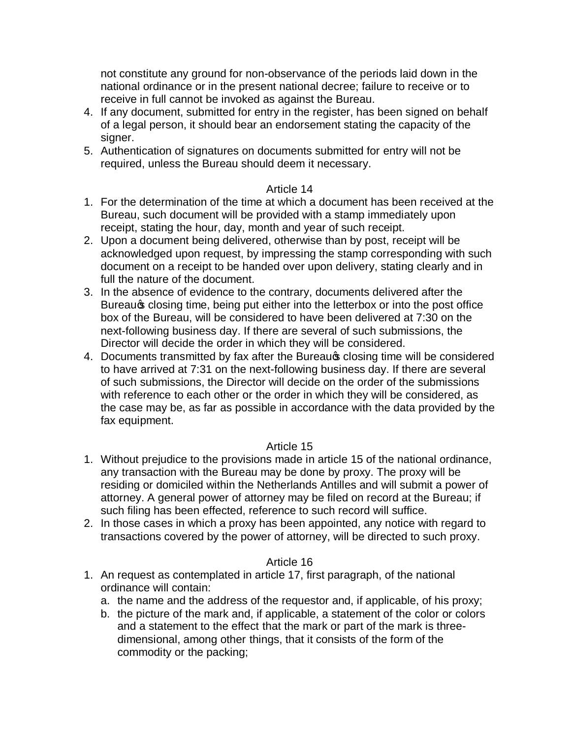not constitute any ground for non-observance of the periods laid down in the national ordinance or in the present national decree; failure to receive or to receive in full cannot be invoked as against the Bureau.

4. If any document, submitted for entry in the register, has been signed on behalf of a legal person, it should bear an endorsement stating the capacity of the signer.
5. Authentication of signatures on documents submitted for entry will not be required, unless the Bureau should deem it necessary.

Article 14

1. For the determination of the time at which a document has been received at the Bureau, such document will be provided with a stamp immediately upon receipt, stating the hour, day, month and year of such receipt.
2. Upon a document being delivered, otherwise than by post, receipt will be acknowledged upon request, by impressing the stamp corresponding with such document on a receipt to be handed over upon delivery, stating clearly and in full the nature of the document.
3. In the absence of evidence to the contrary, documents delivered after the Bureau's closing time, being put either into the letterbox or into the post office box of the Bureau, will be considered to have been delivered at 7:30 on the next-following business day. If there are several of such submissions, the Director will decide the order in which they will be considered.
4. Documents transmitted by fax after the Bureau's closing time will be considered to have arrived at 7:31 on the next-following business day. If there are several of such submissions, the Director will decide on the order of the submissions with reference to each other or the order in which they will be considered, as the case may be, as far as possible in accordance with the data provided by the fax equipment.

Article 15

1. Without prejudice to the provisions made in article 15 of the national ordinance, any transaction with the Bureau may be done by proxy. The proxy will be residing or domiciled within the Netherlands Antilles and will submit a power of attorney. A general power of attorney may be filed on record at the Bureau; if such filing has been effected, reference to such record will suffice.
2. In those cases in which a proxy has been appointed, any notice with regard to transactions covered by the power of attorney, will be directed to such proxy.

Article 16

1. An request as contemplated in article 17, first paragraph, of the national ordinance will contain:
   a. the name and the address of the requestor and, if applicable, of his proxy;
   b. the picture of the mark and, if applicable, a statement of the color or colors and a statement to the effect that the mark or part of the mark is three-dimensional, among other things, that it consists of the form of the commodity or the packing;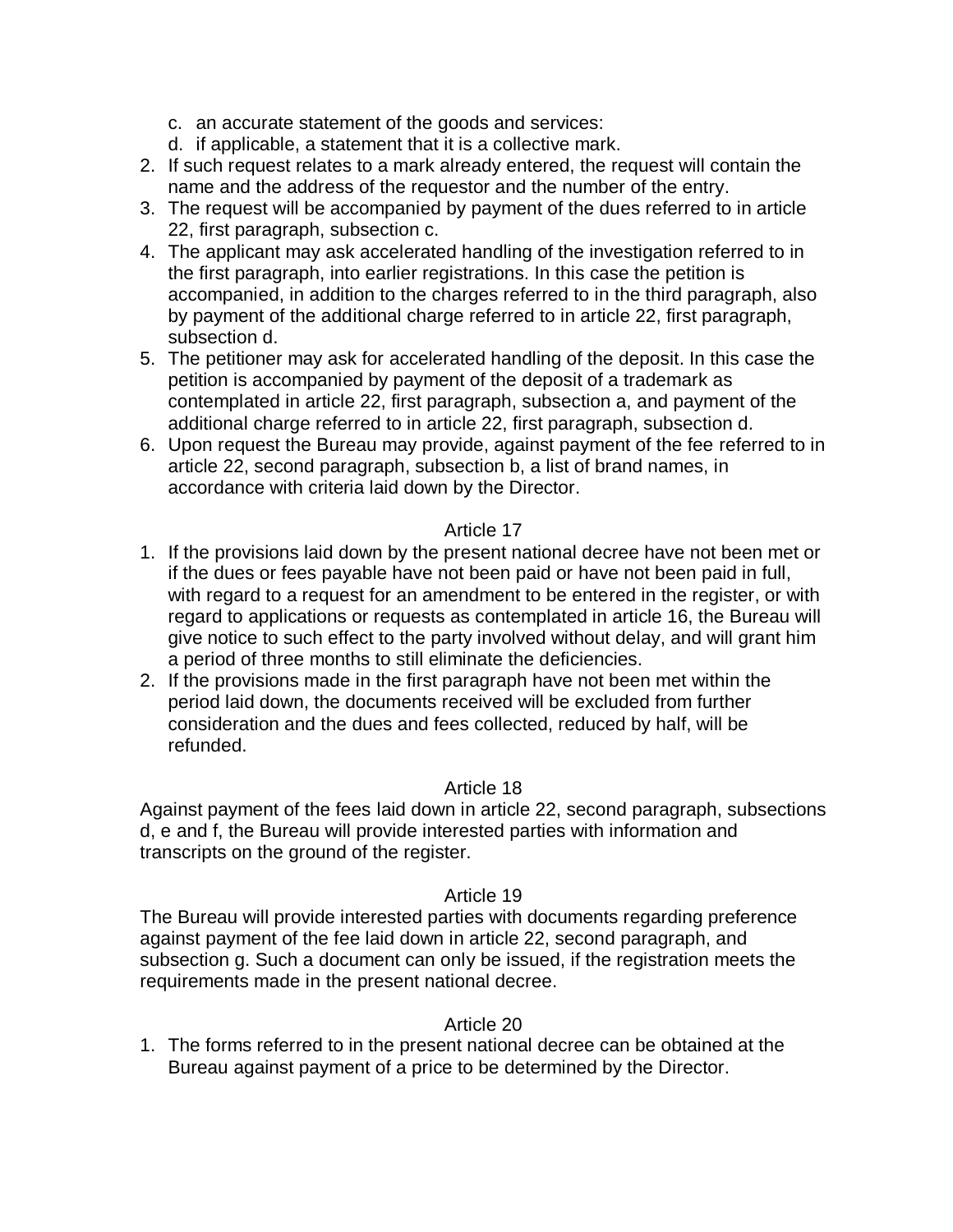c. an accurate statement of the goods and services:
d. if applicable, a statement that it is a collective mark.

2. If such request relates to a mark already entered, the request will contain the name and the address of the requestor and the number of the entry.
3. The request will be accompanied by payment of the dues referred to in article 22, first paragraph, subsection c.
4. The applicant may ask accelerated handling of the investigation referred to in the first paragraph, into earlier registrations. In this case the petition is accompanied, in addition to the charges referred to in the third paragraph, also by payment of the additional charge referred to in article 22, first paragraph, subsection d.
5. The petitioner may ask for accelerated handling of the deposit. In this case the petition is accompanied by payment of the deposit of a trademark as contemplated in article 22, first paragraph, subsection a, and payment of the additional charge referred to in article 22, first paragraph, subsection d.
6. Upon request the Bureau may provide, against payment of the fee referred to in article 22, second paragraph, subsection b, a list of brand names, in accordance with criteria laid down by the Director.

### Article 17

1. If the provisions laid down by the present national decree have not been met or if the dues or fees payable have not been paid or have not been paid in full, with regard to a request for an amendment to be entered in the register, or with regard to applications or requests as contemplated in article 16, the Bureau will give notice to such effect to the party involved without delay, and will grant him a period of three months to still eliminate the deficiencies.
2. If the provisions made in the first paragraph have not been met within the period laid down, the documents received will be excluded from further consideration and the dues and fees collected, reduced by half, will be refunded.

### Article 18

Against payment of the fees laid down in article 22, second paragraph, subsections d, e and f, the Bureau will provide interested parties with information and transcripts on the ground of the register.

### Article 19

The Bureau will provide interested parties with documents regarding preference against payment of the fee laid down in article 22, second paragraph, and subsection g. Such a document can only be issued, if the registration meets the requirements made in the present national decree.

### Article 20

1. The forms referred to in the present national decree can be obtained at the Bureau against payment of a price to be determined by the Director.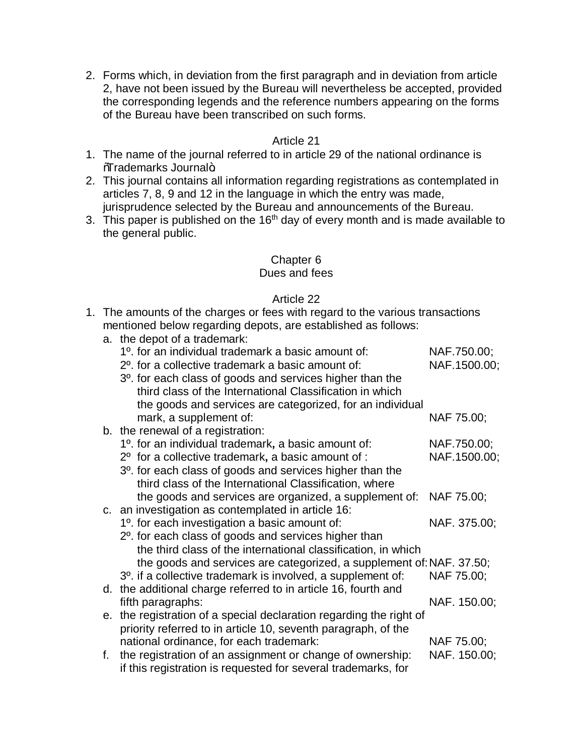2. Forms which, in deviation from the first paragraph and in deviation from article 2, have not been issued by the Bureau will nevertheless be accepted, provided the corresponding legends and the reference numbers appearing on the forms of the Bureau have been transcribed on such forms.

### Article 21

1. The name of the journal referred to in article 29 of the national ordinance is "Trademarks Journal".
2. This journal contains all information regarding registrations as contemplated in articles 7, 8, 9 and 12 in the language in which the entry was made, jurisprudence selected by the Bureau and announcements of the Bureau.
3. This paper is published on the 16th day of every month and is made available to the general public.

## Chapter 6
## Dues and fees

### Article 22

1. The amounts of the charges or fees with regard to the various transactions mentioned below regarding depots, are established as follows:
   a. the depot of a trademark:
      1º. for an individual trademark a basic amount of: NAF.750.00;
      2º. for a collective trademark a basic amount of: NAF.1500.00;
      3º. for each class of goods and services higher than the third class of the International Classification in which the goods and services are categorized, for an individual mark, a supplement of: NAF 75.00;
   b. the renewal of a registration:
      1º. for an individual trademark, a basic amount of: NAF.750.00;
      2º for a collective trademark, a basic amount of : NAF.1500.00;
      3º. for each class of goods and services higher than the third class of the International Classification, where the goods and services are organized, a supplement of: NAF 75.00;
   c. an investigation as contemplated in article 16:
      1º. for each investigation a basic amount of: NAF. 375.00;
      2º. for each class of goods and services higher than the third class of the international classification, in which the goods and services are categorized, a supplement of: NAF. 37.50;
      3º. if a collective trademark is involved, a supplement of: NAF 75.00;
   d. the additional charge referred to in article 16, fourth and fifth paragraphs: NAF. 150.00;
   e. the registration of a special declaration regarding the right of priority referred to in article 10, seventh paragraph, of the national ordinance, for each trademark: NAF 75.00;
   f. the registration of an assignment or change of ownership: NAF. 150.00; if this registration is requested for several trademarks, for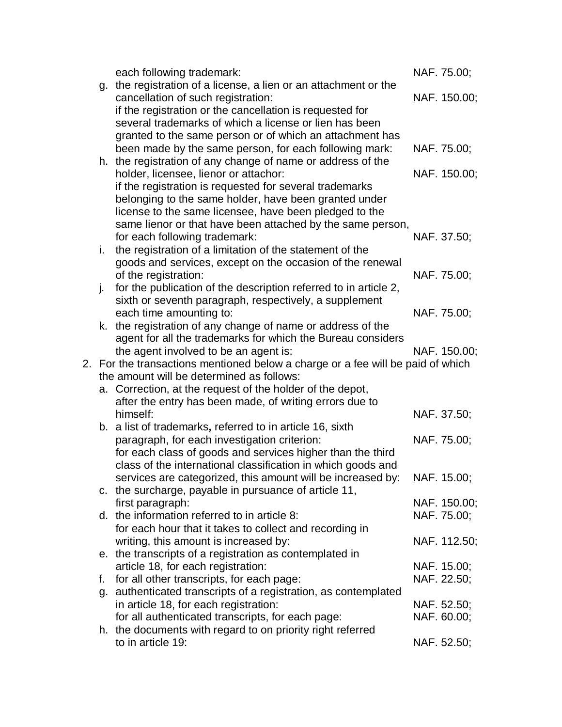each following trademark: NAF. 75.00;

g. the registration of a license, a lien or an attachment or the cancellation of such registration: NAF. 150.00;
   if the registration or the cancellation is requested for several trademarks of which a license or lien has been granted to the same person or of which an attachment has been made by the same person, for each following mark: NAF. 75.00;

h. the registration of any change of name or address of the holder, licensee, lienor or attachor: NAF. 150.00;
   if the registration is requested for several trademarks belonging to the same holder, have been granted under license to the same licensee, have been pledged to the same lienor or that have been attached by the same person, for each following trademark: NAF. 37.50;

i. the registration of a limitation of the statement of the goods and services, except on the occasion of the renewal of the registration: NAF. 75.00;

j. for the publication of the description referred to in article 2, sixth or seventh paragraph, respectively, a supplement each time amounting to: NAF. 75.00;

k. the registration of any change of name or address of the agent for all the trademarks for which the Bureau considers the agent involved to be an agent is: NAF. 150.00;

2. For the transactions mentioned below a charge or a fee will be paid of which the amount will be determined as follows:

   a. Correction, at the request of the holder of the depot, after the entry has been made, of writing errors due to himself: NAF. 37.50;

   b. a list of trademarks**,** referred to in article 16, sixth paragraph, for each investigation criterion: NAF. 75.00;
      for each class of goods and services higher than the third class of the international classification in which goods and services are categorized, this amount will be increased by: NAF. 15.00;

   c. the surcharge, payable in pursuance of article 11, first paragraph: NAF. 150.00;

   d. the information referred to in article 8: NAF. 75.00;
      for each hour that it takes to collect and recording in writing, this amount is increased by: NAF. 112.50;

   e. the transcripts of a registration as contemplated in article 18, for each registration: NAF. 15.00;

   f. for all other transcripts, for each page: NAF. 22.50;

   g. authenticated transcripts of a registration, as contemplated in article 18, for each registration: NAF. 52.50;
      for all authenticated transcripts, for each page: NAF. 60.00;

   h. the documents with regard to on priority right referred to in article 19: NAF. 52.50;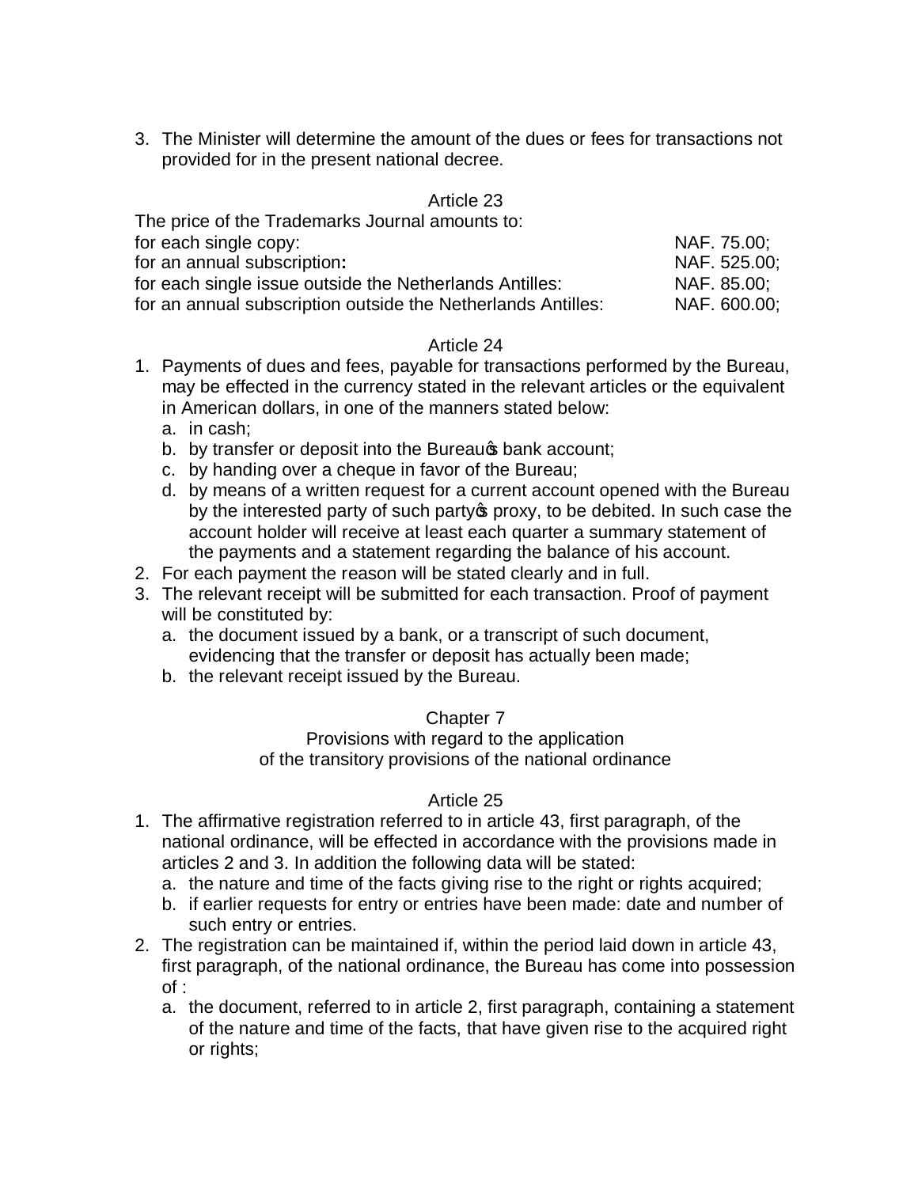3. The Minister will determine the amount of the dues or fees for transactions not provided for in the present national decree.

## Article 23

The price of the Trademarks Journal amounts to:

| | |
|---|---|
| for each single copy: | NAF. 75.00; |
| for an annual subscription**:** | NAF. 525.00; |
| for each single issue outside the Netherlands Antilles: | NAF. 85.00; |
| for an annual subscription outside the Netherlands Antilles: | NAF. 600.00; |

## Article 24

1. Payments of dues and fees, payable for transactions performed by the Bureau, may be effected in the currency stated in the relevant articles or the equivalent in American dollars, in one of the manners stated below:
   a. in cash;
   b. by transfer or deposit into the Bureau's bank account;
   c. by handing over a cheque in favor of the Bureau;
   d. by means of a written request for a current account opened with the Bureau by the interested party of such party's proxy, to be debited. In such case the account holder will receive at least each quarter a summary statement of the payments and a statement regarding the balance of his account.
2. For each payment the reason will be stated clearly and in full.
3. The relevant receipt will be submitted for each transaction. Proof of payment will be constituted by:
   a. the document issued by a bank, or a transcript of such document, evidencing that the transfer or deposit has actually been made;
   b. the relevant receipt issued by the Bureau.

## Chapter 7
### Provisions with regard to the application of the transitory provisions of the national ordinance

## Article 25

1. The affirmative registration referred to in article 43, first paragraph, of the national ordinance, will be effected in accordance with the provisions made in articles 2 and 3. In addition the following data will be stated:
   a. the nature and time of the facts giving rise to the right or rights acquired;
   b. if earlier requests for entry or entries have been made: date and number of such entry or entries.
2. The registration can be maintained if, within the period laid down in article 43, first paragraph, of the national ordinance, the Bureau has come into possession of :
   a. the document, referred to in article 2, first paragraph, containing a statement of the nature and time of the facts, that have given rise to the acquired right or rights;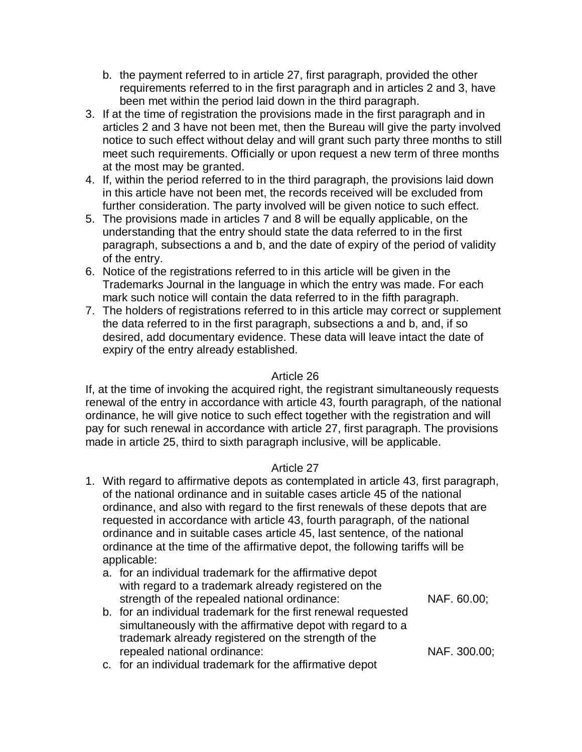b. the payment referred to in article 27, first paragraph, provided the other requirements referred to in the first paragraph and in articles 2 and 3, have been met within the period laid down in the third paragraph.
3. If at the time of registration the provisions made in the first paragraph and in articles 2 and 3 have not been met, then the Bureau will give the party involved notice to such effect without delay and will grant such party three months to still meet such requirements. Officially or upon request a new term of three months at the most may be granted.
4. If, within the period referred to in the third paragraph, the provisions laid down in this article have not been met, the records received will be excluded from further consideration. The party involved will be given notice to such effect.
5. The provisions made in articles 7 and 8 will be equally applicable, on the understanding that the entry should state the data referred to in the first paragraph, subsections a and b, and the date of expiry of the period of validity of the entry.
6. Notice of the registrations referred to in this article will be given in the Trademarks Journal in the language in which the entry was made. For each mark such notice will contain the data referred to in the fifth paragraph.
7. The holders of registrations referred to in this article may correct or supplement the data referred to in the first paragraph, subsections a and b, and, if so desired, add documentary evidence. These data will leave intact the date of expiry of the entry already established.

Article 26

If, at the time of invoking the acquired right, the registrant simultaneously requests renewal of the entry in accordance with article 43, fourth paragraph, of the national ordinance, he will give notice to such effect together with the registration and will pay for such renewal in accordance with article 27, first paragraph. The provisions made in article 25, third to sixth paragraph inclusive, will be applicable.

Article 27

1. With regard to affirmative depots as contemplated in article 43, first paragraph, of the national ordinance and in suitable cases article 45 of the national ordinance, and also with regard to the first renewals of these depots that are requested in accordance with article 43, fourth paragraph, of the national ordinance and in suitable cases article 45, last sentence, of the national ordinance at the time of the affirmative depot, the following tariffs will be applicable:
   a. for an individual trademark for the affirmative depot with regard to a trademark already registered on the strength of the repealed national ordinance: NAF. 60.00;
   b. for an individual trademark for the first renewal requested simultaneously with the affirmative depot with regard to a trademark already registered on the strength of the repealed national ordinance: NAF. 300.00;
   c. for an individual trademark for the affirmative depot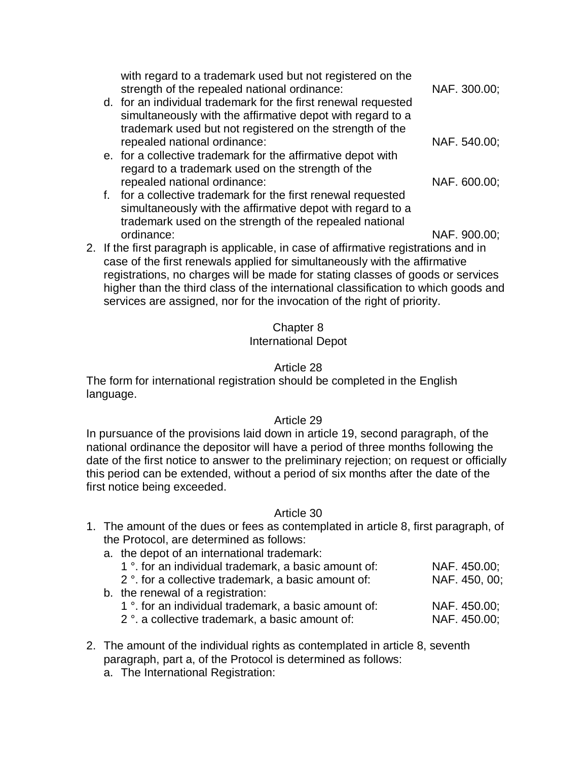with regard to a trademark used but not registered on the strength of the repealed national ordinance: NAF. 300.00;

d. for an individual trademark for the first renewal requested simultaneously with the affirmative depot with regard to a trademark used but not registered on the strength of the repealed national ordinance: NAF. 540.00;

e. for a collective trademark for the affirmative depot with regard to a trademark used on the strength of the repealed national ordinance: NAF. 600.00;

f. for a collective trademark for the first renewal requested simultaneously with the affirmative depot with regard to a trademark used on the strength of the repealed national ordinance: NAF. 900.00;

2. If the first paragraph is applicable, in case of affirmative registrations and in case of the first renewals applied for simultaneously with the affirmative registrations, no charges will be made for stating classes of goods or services higher than the third class of the international classification to which goods and services are assigned, nor for the invocation of the right of priority.

## Chapter 8
## International Depot

### Article 28

The form for international registration should be completed in the English language.

### Article 29

In pursuance of the provisions laid down in article 19, second paragraph, of the national ordinance the depositor will have a period of three months following the date of the first notice to answer to the preliminary rejection; on request or officially this period can be extended, without a period of six months after the date of the first notice being exceeded.

### Article 30

1. The amount of the dues or fees as contemplated in article 8, first paragraph, of the Protocol, are determined as follows:
   a. the depot of an international trademark:
      1 °. for an individual trademark, a basic amount of: NAF. 450.00;
      2 °. for a collective trademark, a basic amount of: NAF. 450, 00;
   b. the renewal of a registration:
      1 °. for an individual trademark, a basic amount of: NAF. 450.00;
      2 °. a collective trademark, a basic amount of: NAF. 450.00;

2. The amount of the individual rights as contemplated in article 8, seventh paragraph, part a, of the Protocol is determined as follows:
   a. The International Registration: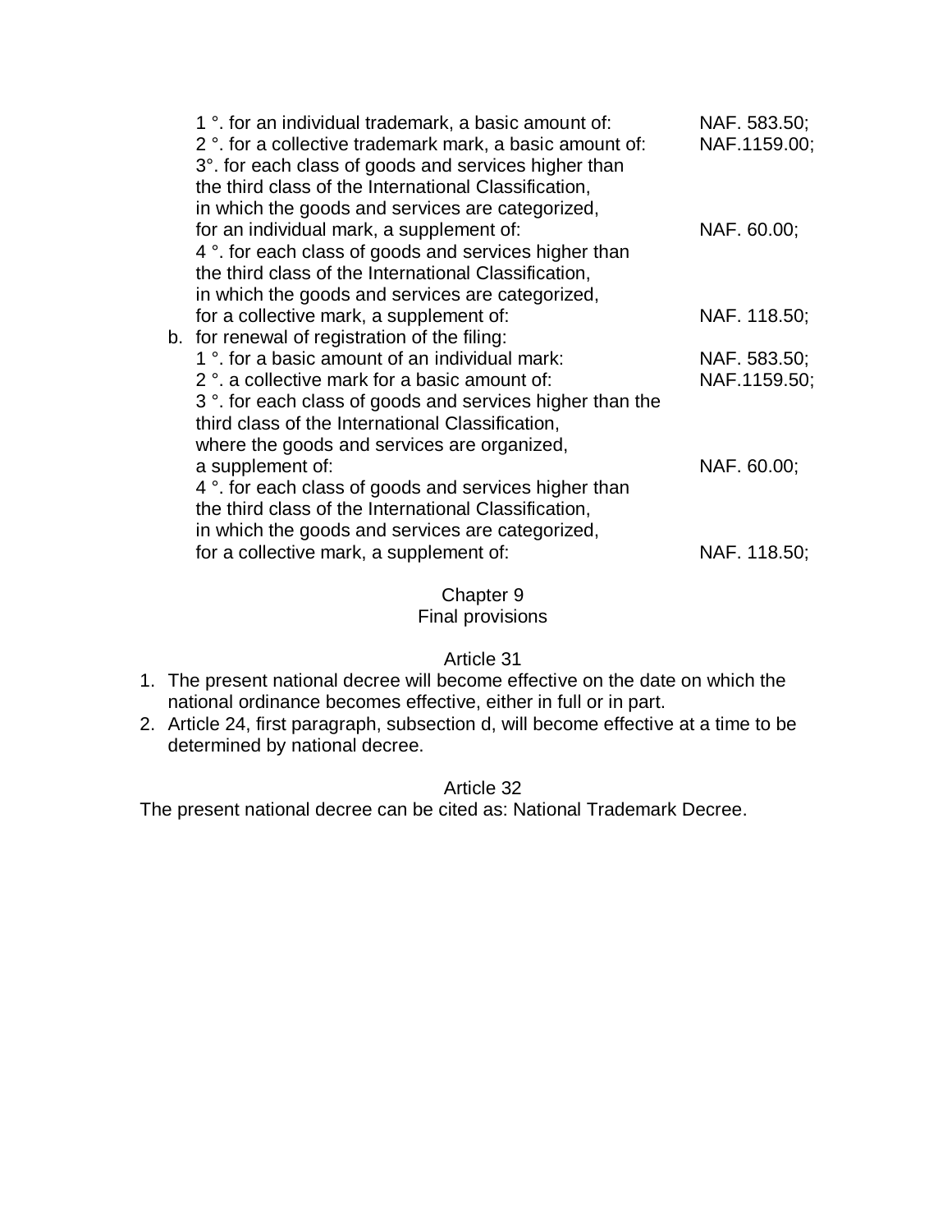1 °. for an individual trademark, a basic amount of: NAF. 583.50;
2 °. for a collective trademark mark, a basic amount of: NAF.1159.00;
3°. for each class of goods and services higher than the third class of the International Classification, in which the goods and services are categorized, for an individual mark, a supplement of: NAF. 60.00;
4 °. for each class of goods and services higher than the third class of the International Classification, in which the goods and services are categorized, for a collective mark, a supplement of: NAF. 118.50;

b. for renewal of registration of the filing:
1 °. for a basic amount of an individual mark: NAF. 583.50;
2 °. a collective mark for a basic amount of: NAF.1159.50;
3 °. for each class of goods and services higher than the third class of the International Classification, where the goods and services are organized, a supplement of: NAF. 60.00;
4 °. for each class of goods and services higher than the third class of the International Classification, in which the goods and services are categorized, for a collective mark, a supplement of: NAF. 118.50;

## Chapter 9
## Final provisions

### Article 31

1. The present national decree will become effective on the date on which the national ordinance becomes effective, either in full or in part.
2. Article 24, first paragraph, subsection d, will become effective at a time to be determined by national decree.

### Article 32

The present national decree can be cited as: National Trademark Decree.